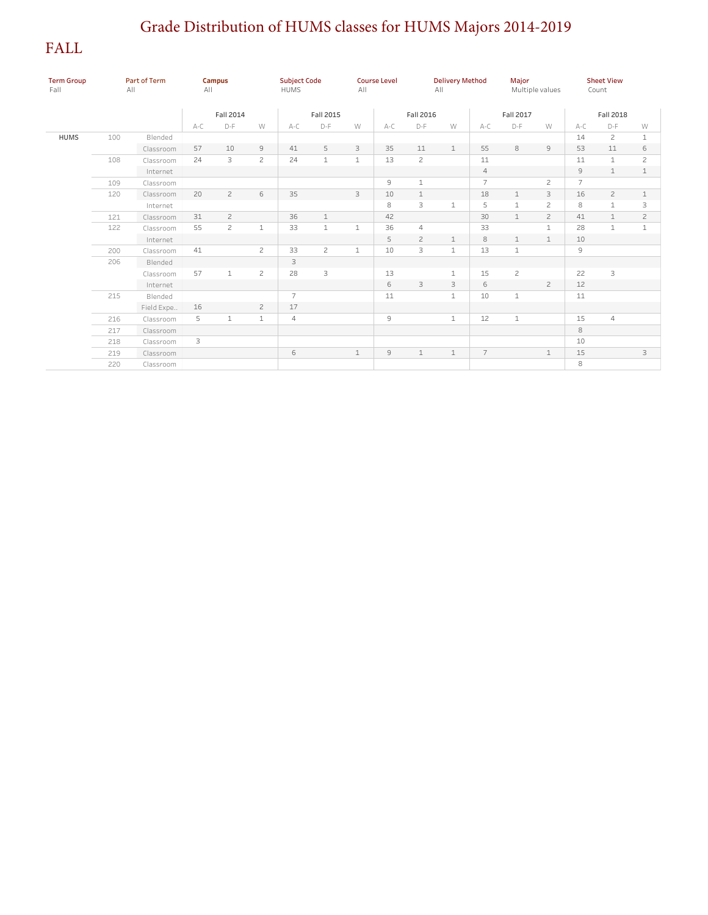# Grade Distribution of HUMS classes for HUMS Majors 2014-2019

## FALL

| Term Group | Part of Term | Campus | Subject Code | Course Level | Delivery Method | Major | Sheet View |
|---|---|---|---|---|---|---|---|
| Fall | All | All | HUMS | All | All | Multiple values | Count |

| | | | Fall 2014 | | | Fall 2015 | | | Fall 2016 | | | Fall 2017 | | | Fall 2018 | | |
|---|---|---|---|---|---|---|---|---|---|---|---|---|---|---|---|---|---|
| | | | A-C | D-F | W | A-C | D-F | W | A-C | D-F | W | A-C | D-F | W | A-C | D-F | W |
| HUMS | 100 | Blended | | | | | | | | | | | | | 14 | 2 | 1 |
| | | Classroom | 57 | 10 | 9 | 41 | 5 | 3 | 35 | 11 | 1 | 55 | 8 | 9 | 53 | 11 | 6 |
| | 108 | Classroom | 24 | 3 | 2 | 24 | 1 | 1 | 13 | 2 | | 11 | | | 11 | 1 | 2 |
| | | Internet | | | | | | | | | | 4 | | | 9 | 1 | 1 |
| | 109 | Classroom | | | | | | | 9 | 1 | | 7 | | 2 | 7 | | |
| | 120 | Classroom | 20 | 2 | 6 | 35 | | 3 | 10 | 1 | | 18 | 1 | 3 | 16 | 2 | 1 |
| | | Internet | | | | | | | 8 | 3 | 1 | 5 | 1 | 2 | 8 | 1 | 3 |
| | 121 | Classroom | 31 | 2 | | 36 | 1 | | 42 | | | 30 | 1 | 2 | 41 | 1 | 2 |
| | 122 | Classroom | 55 | 2 | 1 | 33 | 1 | 1 | 36 | 4 | | 33 | | 1 | 28 | 1 | 1 |
| | | Internet | | | | | | | 5 | 2 | 1 | 8 | 1 | 1 | 10 | | |
| | 200 | Classroom | 41 | | 2 | 33 | 2 | 1 | 10 | 3 | 1 | 13 | 1 | | 9 | | |
| | 206 | Blended | | | | 3 | | | | | | | | | | | |
| | | Classroom | 57 | 1 | 2 | 28 | 3 | | 13 | | 1 | 15 | 2 | | 22 | 3 | |
| | | Internet | | | | | | | 6 | 3 | 3 | 6 | | 2 | 12 | | |
| | 215 | Blended | | | | 7 | | | 11 | | 1 | 10 | 1 | | 11 | | |
| | | Field Expe.. | 16 | | 2 | 17 | | | | | | | | | | | |
| | 216 | Classroom | 5 | 1 | 1 | 4 | | | 9 | | 1 | 12 | 1 | | 15 | 4 | |
| | 217 | Classroom | | | | | | | | | | | | | 8 | | |
| | 218 | Classroom | 3 | | | | | | | | | | | | 10 | | |
| | 219 | Classroom | | | | 6 | | 1 | 9 | 1 | 1 | 7 | | 1 | 15 | | 3 |
| | 220 | Classroom | | | | | | | | | | | | | 8 | | |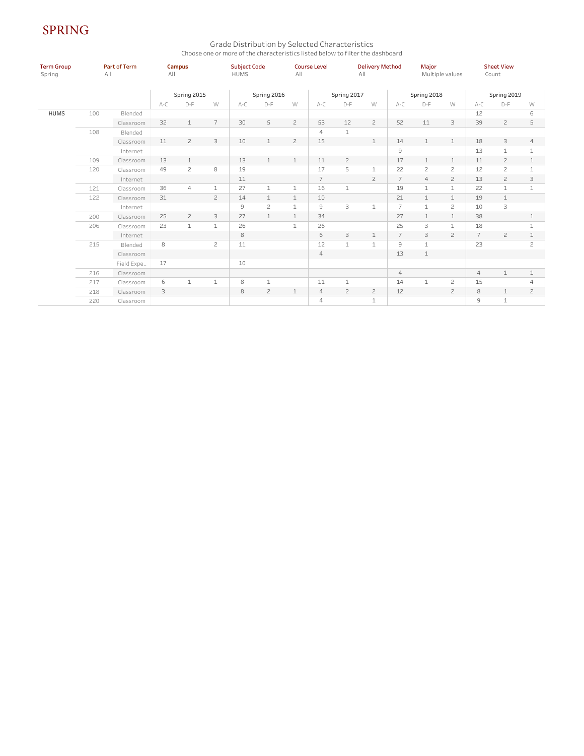# SPRING

Grade Distribution by Selected Characteristics

Choose one or more of the characteristics listed below to filter the dashboard

| Term Group | Part of Term | Campus | Subject Code | Course Level | Delivery Method | Major | Sheet View |
|---|---|---|---|---|---|---|---|
| Spring | All | All | HUMS | All | All | Multiple values | Count |

| | | | Spring 2015 | | | Spring 2016 | | | Spring 2017 | | | Spring 2018 | | | Spring 2019 | | |
|---|---|---|---|---|---|---|---|---|---|---|---|---|---|---|---|---|---|
| | | | A-C | D-F | W | A-C | D-F | W | A-C | D-F | W | A-C | D-F | W | A-C | D-F | W |
| HUMS | 100 | Blended | | | | | | | | | | | | | 12 | | 6 |
| | | Classroom | 32 | 1 | 7 | 30 | 5 | 2 | 53 | 12 | 2 | 52 | 11 | 3 | 39 | 2 | 5 |
| | 108 | Blended | | | | | | | 4 | 1 | | | | | | | |
| | | Classroom | 11 | 2 | 3 | 10 | 1 | 2 | 15 | | 1 | 14 | 1 | 1 | 18 | 3 | 4 |
| | | Internet | | | | | | | | | | 9 | | | 13 | 1 | 1 |
| | 109 | Classroom | 13 | 1 | | 13 | 1 | 1 | 11 | 2 | | 17 | 1 | 1 | 11 | 2 | 1 |
| | 120 | Classroom | 49 | 2 | 8 | 19 | | | 17 | 5 | 1 | 22 | 2 | 2 | 12 | 2 | 1 |
| | | Internet | | | | 11 | | | 7 | | 2 | 7 | 4 | 2 | 13 | 2 | 3 |
| | 121 | Classroom | 36 | 4 | 1 | 27 | 1 | 1 | 16 | 1 | | 19 | 1 | 1 | 22 | 1 | 1 |
| | 122 | Classroom | 31 | | 2 | 14 | 1 | 1 | 10 | | | 21 | 1 | 1 | 19 | 1 | |
| | | Internet | | | | 9 | 2 | 1 | 9 | 3 | 1 | 7 | 1 | 2 | 10 | 3 | |
| | 200 | Classroom | 25 | 2 | 3 | 27 | 1 | 1 | 34 | | | 27 | 1 | 1 | 38 | | 1 |
| | 206 | Classroom | 23 | 1 | 1 | 26 | | 1 | 26 | | | 25 | 3 | 1 | 18 | | 1 |
| | | Internet | | | | 8 | | | 6 | 3 | 1 | 7 | 3 | 2 | 7 | 2 | 1 |
| | 215 | Blended | 8 | | 2 | 11 | | | 12 | 1 | 1 | 9 | 1 | | 23 | | 2 |
| | | Classroom | | | | | | | 4 | | | 13 | 1 | | | | |
| | | Field Expe.. | 17 | | | 10 | | | | | | | | | | | |
| | 216 | Classroom | | | | | | | | | | 4 | | | 4 | 1 | 1 |
| | 217 | Classroom | 6 | 1 | 1 | 8 | 1 | | 11 | 1 | | 14 | 1 | 2 | 15 | | 4 |
| | 218 | Classroom | 3 | | | 8 | 2 | 1 | 4 | 2 | 2 | 12 | | 2 | 8 | 1 | 2 |
| | 220 | Classroom | | | | | | | 4 | | 1 | | | | 9 | 1 | |